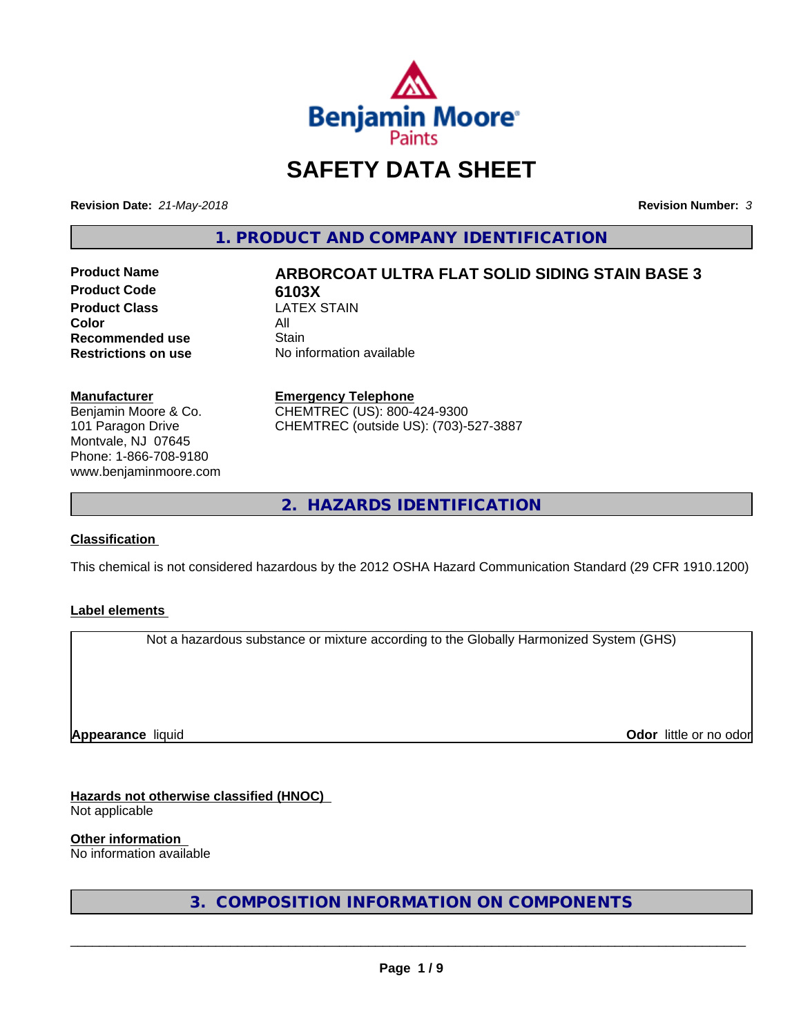Benjamin Moore Paints

# SAFETY DATA SHEET

**Revision Date:** *21-May-2018* **Revision Number:** *3*

## 1. PRODUCT AND COMPANY IDENTIFICATION

| | |
|---|---|
| **Product Name** | **ARBORCOAT ULTRA FLAT SOLID SIDING STAIN BASE 3** |
| **Product Code** | **6103X** |
| **Product Class** | LATEX STAIN |
| **Color** | All |
| **Recommended use** | Stain |
| **Restrictions on use** | No information available |

**Manufacturer**
Benjamin Moore & Co.
101 Paragon Drive
Montvale, NJ 07645
Phone: 1-866-708-9180
www.benjaminmoore.com

**Emergency Telephone**
CHEMTREC (US): 800-424-9300
CHEMTREC (outside US): (703)-527-3887

## 2. HAZARDS IDENTIFICATION

**Classification**

This chemical is not considered hazardous by the 2012 OSHA Hazard Communication Standard (29 CFR 1910.1200)

**Label elements**

Not a hazardous substance or mixture according to the Globally Harmonized System (GHS)

**Appearance** liquid **Odor** little or no odor

**Hazards not otherwise classified (HNOC)**
Not applicable

**Other information**
No information available

## 3. COMPOSITION INFORMATION ON COMPONENTS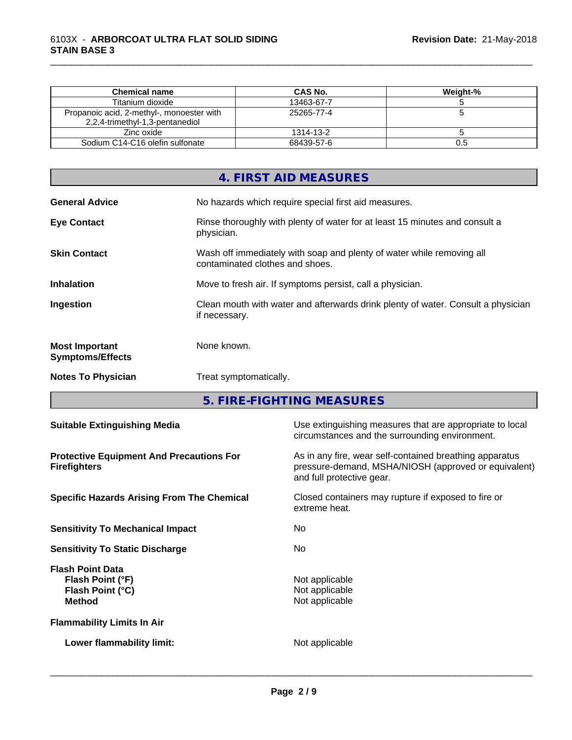| Chemical name | CAS No. | Weight-% |
| --- | --- | --- |
| Titanium dioxide | 13463-67-7 | 5 |
| Propanoic acid, 2-methyl-, monoester with 2,2,4-trimethyl-1,3-pentanediol | 25265-77-4 | 5 |
| Zinc oxide | 1314-13-2 | 5 |
| Sodium C14-C16 olefin sulfonate | 68439-57-6 | 0.5 |

## 4. FIRST AID MEASURES

**General Advice** No hazards which require special first aid measures.

**Eye Contact** Rinse thoroughly with plenty of water for at least 15 minutes and consult a physician.

**Skin Contact** Wash off immediately with soap and plenty of water while removing all contaminated clothes and shoes.

**Inhalation** Move to fresh air. If symptoms persist, call a physician.

**Ingestion** Clean mouth with water and afterwards drink plenty of water. Consult a physician if necessary.

**Most Important Symptoms/Effects** None known.

**Notes To Physician** Treat symptomatically.

## 5. FIRE-FIGHTING MEASURES

**Suitable Extinguishing Media** Use extinguishing measures that are appropriate to local circumstances and the surrounding environment.

**Protective Equipment And Precautions For Firefighters** As in any fire, wear self-contained breathing apparatus pressure-demand, MSHA/NIOSH (approved or equivalent) and full protective gear.

**Specific Hazards Arising From The Chemical** Closed containers may rupture if exposed to fire or extreme heat.

**Sensitivity To Mechanical Impact** No

**Sensitivity To Static Discharge** No

**Flash Point Data**
**Flash Point (°F)** Not applicable
**Flash Point (°C)** Not applicable
**Method** Not applicable

**Flammability Limits In Air**

**Lower flammability limit:** Not applicable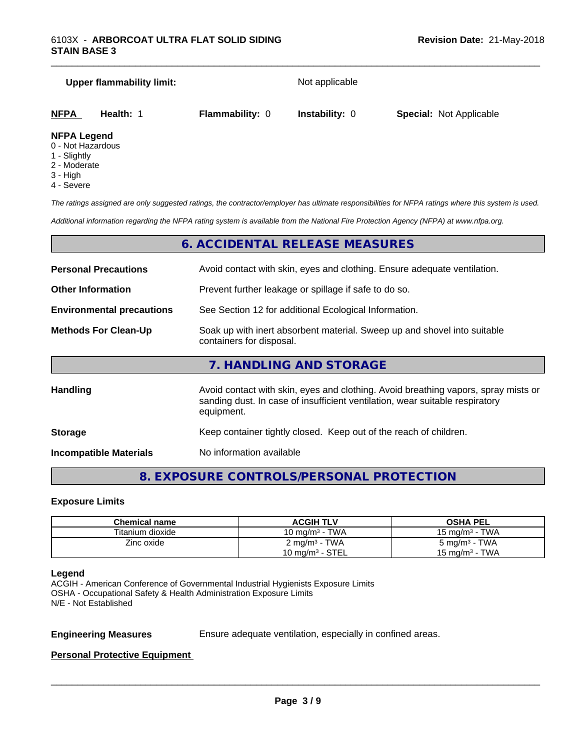**Upper flammability limit:** Not applicable

| **NFPA** | **Health:** 1 | **Flammability:** 0 | **Instability:** 0 | **Special:** Not Applicable |
|---|---|---|---|---|

**NFPA Legend**
- 0 - Not Hazardous
- 1 - Slightly
- 2 - Moderate
- 3 - High
- 4 - Severe

*The ratings assigned are only suggested ratings, the contractor/employer has ultimate responsibilities for NFPA ratings where this system is used.*

*Additional information regarding the NFPA rating system is available from the National Fire Protection Agency (NFPA) at www.nfpa.org.*

## 6. ACCIDENTAL RELEASE MEASURES

**Personal Precautions** Avoid contact with skin, eyes and clothing. Ensure adequate ventilation.

**Other Information** Prevent further leakage or spillage if safe to do so.

**Environmental precautions** See Section 12 for additional Ecological Information.

**Methods For Clean-Up** Soak up with inert absorbent material. Sweep up and shovel into suitable containers for disposal.

## 7. HANDLING AND STORAGE

**Handling** Avoid contact with skin, eyes and clothing. Avoid breathing vapors, spray mists or sanding dust. In case of insufficient ventilation, wear suitable respiratory equipment.

**Storage** Keep container tightly closed. Keep out of the reach of children.

**Incompatible Materials** No information available

## 8. EXPOSURE CONTROLS/PERSONAL PROTECTION

### Exposure Limits

| Chemical name | ACGIH TLV | OSHA PEL |
|---|---|---|
| Titanium dioxide | 10 mg/m³ - TWA | 15 mg/m³ - TWA |
| Zinc oxide | 2 mg/m³ - TWA<br>10 mg/m³ - STEL | 5 mg/m³ - TWA<br>15 mg/m³ - TWA |

**Legend**
ACGIH - American Conference of Governmental Industrial Hygienists Exposure Limits
OSHA - Occupational Safety & Health Administration Exposure Limits
N/E - Not Established

**Engineering Measures** Ensure adequate ventilation, especially in confined areas.

**Personal Protective Equipment**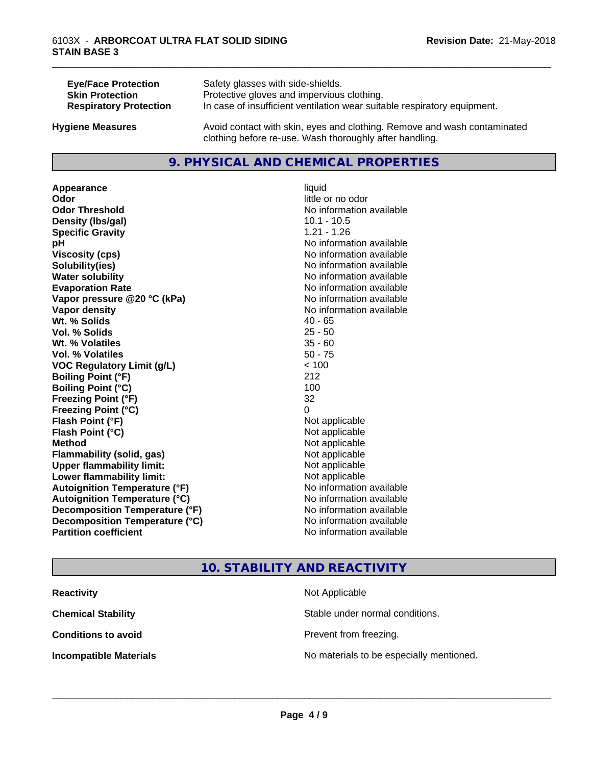| | |
|---|---|
| **Eye/Face Protection** | Safety glasses with side-shields. |
| **Skin Protection** | Protective gloves and impervious clothing. |
| **Respiratory Protection** | In case of insufficient ventilation wear suitable respiratory equipment. |

| | |
|---|---|
| **Hygiene Measures** | Avoid contact with skin, eyes and clothing. Remove and wash contaminated clothing before re-use. Wash thoroughly after handling. |

## 9. PHYSICAL AND CHEMICAL PROPERTIES

| | |
|---|---|
| **Appearance** | liquid |
| **Odor** | little or no odor |
| **Odor Threshold** | No information available |
| **Density (lbs/gal)** | 10.1 - 10.5 |
| **Specific Gravity** | 1.21 - 1.26 |
| **pH** | No information available |
| **Viscosity (cps)** | No information available |
| **Solubility(ies)** | No information available |
| **Water solubility** | No information available |
| **Evaporation Rate** | No information available |
| **Vapor pressure @20 °C (kPa)** | No information available |
| **Vapor density** | No information available |
| **Wt. % Solids** | 40 - 65 |
| **Vol. % Solids** | 25 - 50 |
| **Wt. % Volatiles** | 35 - 60 |
| **Vol. % Volatiles** | 50 - 75 |
| **VOC Regulatory Limit (g/L)** | < 100 |
| **Boiling Point (°F)** | 212 |
| **Boiling Point (°C)** | 100 |
| **Freezing Point (°F)** | 32 |
| **Freezing Point (°C)** | 0 |
| **Flash Point (°F)** | Not applicable |
| **Flash Point (°C)** | Not applicable |
| **Method** | Not applicable |
| **Flammability (solid, gas)** | Not applicable |
| **Upper flammability limit:** | Not applicable |
| **Lower flammability limit:** | Not applicable |
| **Autoignition Temperature (°F)** | No information available |
| **Autoignition Temperature (°C)** | No information available |
| **Decomposition Temperature (°F)** | No information available |
| **Decomposition Temperature (°C)** | No information available |
| **Partition coefficient** | No information available |

## 10. STABILITY AND REACTIVITY

| | |
|---|---|
| **Reactivity** | Not Applicable |
| **Chemical Stability** | Stable under normal conditions. |
| **Conditions to avoid** | Prevent from freezing. |
| **Incompatible Materials** | No materials to be especially mentioned. |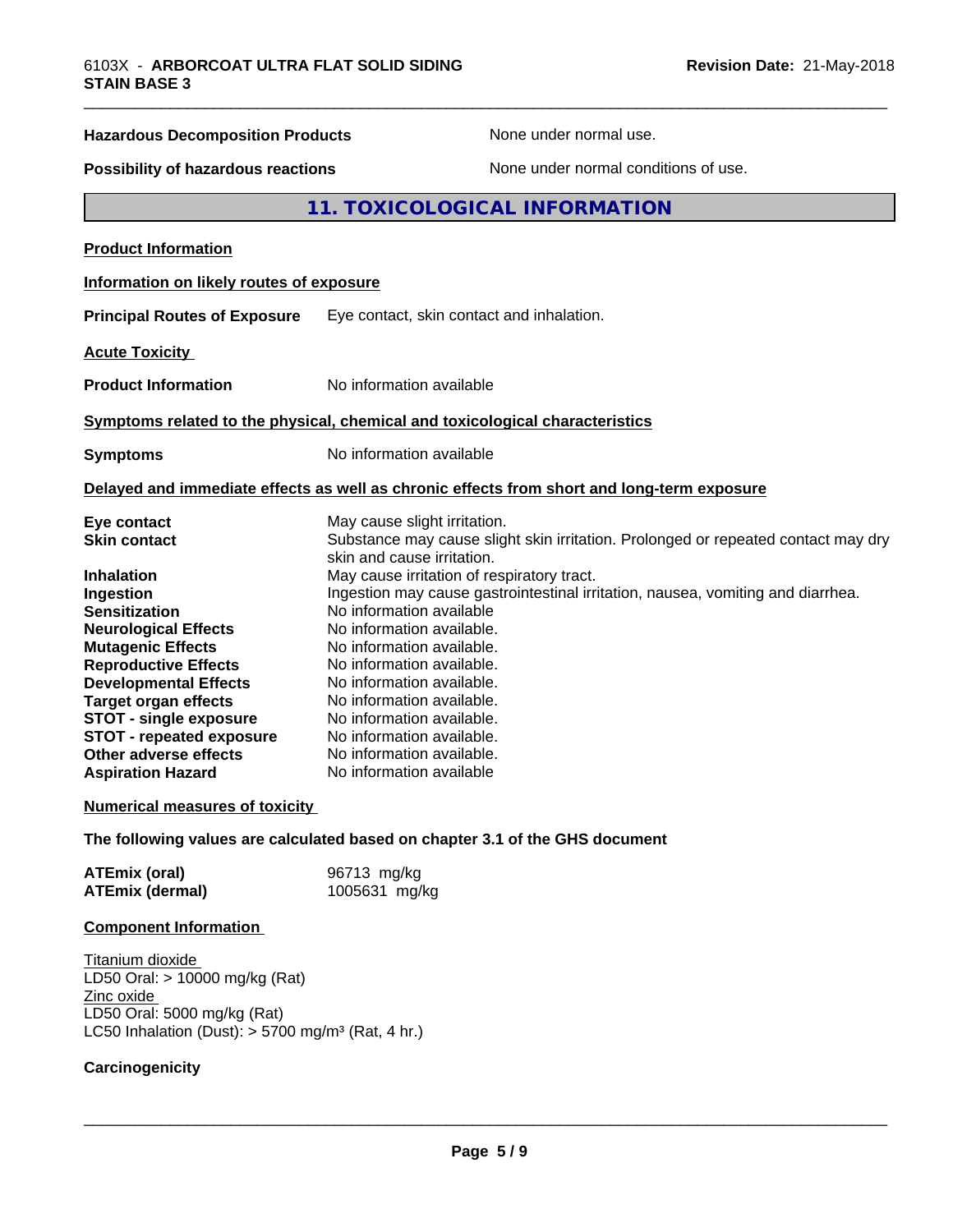**Hazardous Decomposition Products** None under normal use.

**Possibility of hazardous reactions** None under normal conditions of use.

## 11. TOXICOLOGICAL INFORMATION

**Product Information**

**Information on likely routes of exposure**

**Principal Routes of Exposure** Eye contact, skin contact and inhalation.

**Acute Toxicity**

**Product Information** No information available

**Symptoms related to the physical, chemical and toxicological characteristics**

**Symptoms** No information available

**Delayed and immediate effects as well as chronic effects from short and long-term exposure**

| | |
|---|---|
| **Eye contact** | May cause slight irritation. |
| **Skin contact** | Substance may cause slight skin irritation. Prolonged or repeated contact may dry skin and cause irritation. |
| **Inhalation** | May cause irritation of respiratory tract. |
| **Ingestion** | Ingestion may cause gastrointestinal irritation, nausea, vomiting and diarrhea. |
| **Sensitization** | No information available |
| **Neurological Effects** | No information available. |
| **Mutagenic Effects** | No information available. |
| **Reproductive Effects** | No information available. |
| **Developmental Effects** | No information available. |
| **Target organ effects** | No information available. |
| **STOT - single exposure** | No information available. |
| **STOT - repeated exposure** | No information available. |
| **Other adverse effects** | No information available. |
| **Aspiration Hazard** | No information available |

**Numerical measures of toxicity**

**The following values are calculated based on chapter 3.1 of the GHS document**

| | |
|---|---|
| **ATEmix (oral)** | 96713 mg/kg |
| **ATEmix (dermal)** | 1005631 mg/kg |

**Component Information**

Titanium dioxide
LD50 Oral: > 10000 mg/kg (Rat)
Zinc oxide
LD50 Oral: 5000 mg/kg (Rat)
LC50 Inhalation (Dust): > 5700 mg/m³ (Rat, 4 hr.)

**Carcinogenicity**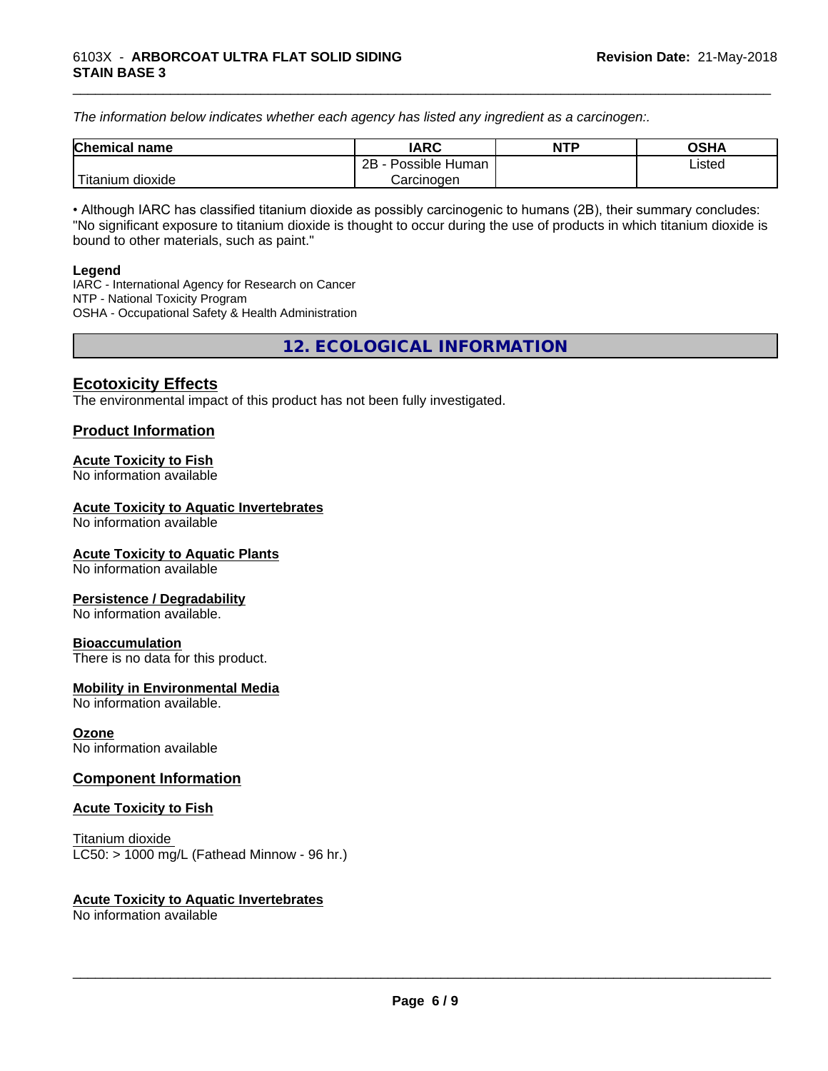*The information below indicates whether each agency has listed any ingredient as a carcinogen:.*

| Chemical name | IARC | NTP | OSHA |
|---|---|---|---|
| Titanium dioxide | 2B - Possible Human Carcinogen | | Listed |

• Although IARC has classified titanium dioxide as possibly carcinogenic to humans (2B), their summary concludes: "No significant exposure to titanium dioxide is thought to occur during the use of products in which titanium dioxide is bound to other materials, such as paint."

**Legend**
IARC - International Agency for Research on Cancer
NTP - National Toxicity Program
OSHA - Occupational Safety & Health Administration

## 12. ECOLOGICAL INFORMATION

### Ecotoxicity Effects

The environmental impact of this product has not been fully investigated.

### Product Information

**Acute Toxicity to Fish**
No information available

**Acute Toxicity to Aquatic Invertebrates**
No information available

**Acute Toxicity to Aquatic Plants**
No information available

**Persistence / Degradability**
No information available.

**Bioaccumulation**
There is no data for this product.

**Mobility in Environmental Media**
No information available.

**Ozone**
No information available

### Component Information

**Acute Toxicity to Fish**

Titanium dioxide
LC50: > 1000 mg/L (Fathead Minnow - 96 hr.)

**Acute Toxicity to Aquatic Invertebrates**
No information available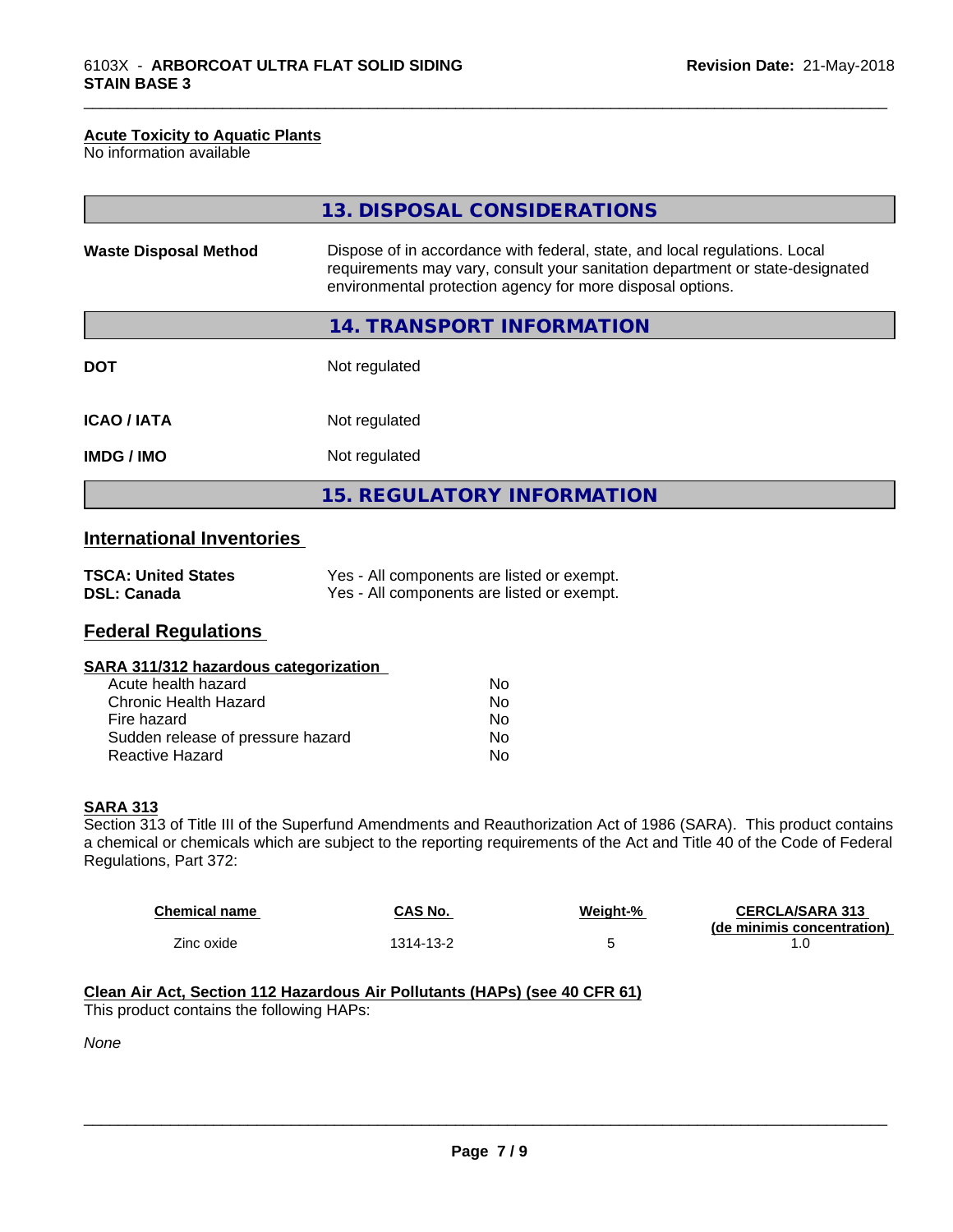**Acute Toxicity to Aquatic Plants**
No information available

## 13. DISPOSAL CONSIDERATIONS

**Waste Disposal Method** Dispose of in accordance with federal, state, and local regulations. Local requirements may vary, consult your sanitation department or state-designated environmental protection agency for more disposal options.

## 14. TRANSPORT INFORMATION

| | |
|---|---|
| **DOT** | Not regulated |
| **ICAO / IATA** | Not regulated |
| **IMDG / IMO** | Not regulated |

## 15. REGULATORY INFORMATION

### International Inventories

| | |
|---|---|
| **TSCA: United States** | Yes - All components are listed or exempt. |
| **DSL: Canada** | Yes - All components are listed or exempt. |

### Federal Regulations

**SARA 311/312 hazardous categorization**

| | |
|---|---|
| Acute health hazard | No |
| Chronic Health Hazard | No |
| Fire hazard | No |
| Sudden release of pressure hazard | No |
| Reactive Hazard | No |

**SARA 313**
Section 313 of Title III of the Superfund Amendments and Reauthorization Act of 1986 (SARA). This product contains a chemical or chemicals which are subject to the reporting requirements of the Act and Title 40 of the Code of Federal Regulations, Part 372:

| Chemical name | CAS No. | Weight-% | CERCLA/SARA 313 (de minimis concentration) |
|---|---|---|---|
| Zinc oxide | 1314-13-2 | 5 | 1.0 |

**Clean Air Act, Section 112 Hazardous Air Pollutants (HAPs) (see 40 CFR 61)**
This product contains the following HAPs:

*None*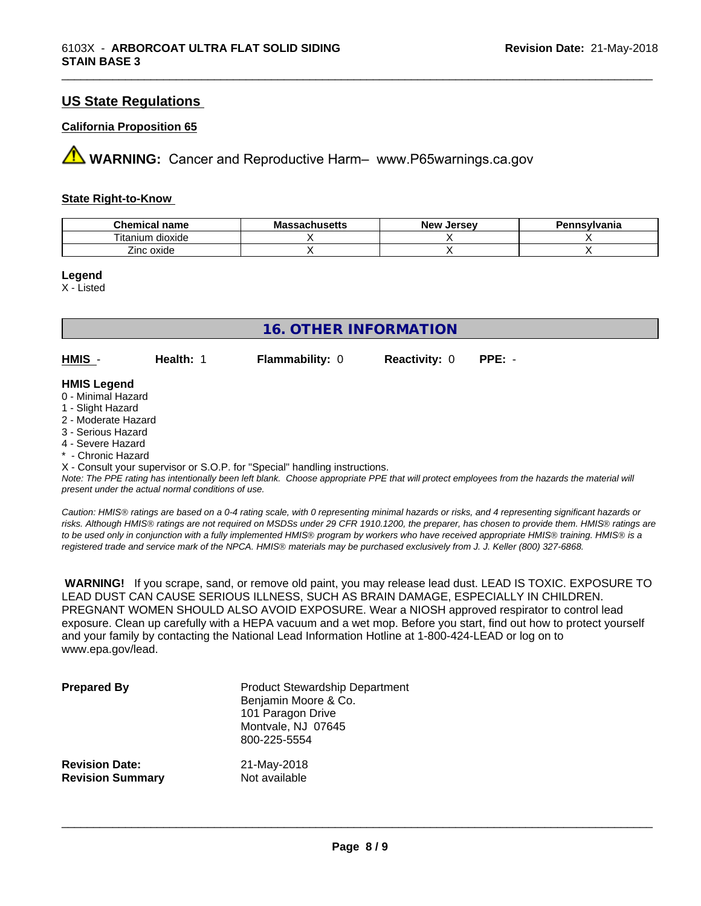## US State Regulations

### California Proposition 65

**WARNING:** Cancer and Reproductive Harm– www.P65warnings.ca.gov

### State Right-to-Know

| Chemical name | Massachusetts | New Jersey | Pennsylvania |
|---|---|---|---|
| Titanium dioxide | X | X | X |
| Zinc oxide | X | X | X |

**Legend**
X - Listed

## 16. OTHER INFORMATION

**HMIS** - **Health:** 1 **Flammability:** 0 **Reactivity:** 0 **PPE:** -

**HMIS Legend**
0 - Minimal Hazard
1 - Slight Hazard
2 - Moderate Hazard
3 - Serious Hazard
4 - Severe Hazard
* - Chronic Hazard
X - Consult your supervisor or S.O.P. for "Special" handling instructions.

*Note: The PPE rating has intentionally been left blank. Choose appropriate PPE that will protect employees from the hazards the material will present under the actual normal conditions of use.*

*Caution: HMIS® ratings are based on a 0-4 rating scale, with 0 representing minimal hazards or risks, and 4 representing significant hazards or risks. Although HMIS® ratings are not required on MSDSs under 29 CFR 1910.1200, the preparer, has chosen to provide them. HMIS® ratings are to be used only in conjunction with a fully implemented HMIS® program by workers who have received appropriate HMIS® training. HMIS® is a registered trade and service mark of the NPCA. HMIS® materials may be purchased exclusively from J. J. Keller (800) 327-6868.*

**WARNING!** If you scrape, sand, or remove old paint, you may release lead dust. LEAD IS TOXIC. EXPOSURE TO LEAD DUST CAN CAUSE SERIOUS ILLNESS, SUCH AS BRAIN DAMAGE, ESPECIALLY IN CHILDREN. PREGNANT WOMEN SHOULD ALSO AVOID EXPOSURE. Wear a NIOSH approved respirator to control lead exposure. Clean up carefully with a HEPA vacuum and a wet mop. Before you start, find out how to protect yourself and your family by contacting the National Lead Information Hotline at 1-800-424-LEAD or log on to www.epa.gov/lead.

**Prepared By**
Product Stewardship Department
Benjamin Moore & Co.
101 Paragon Drive
Montvale, NJ 07645
800-225-5554

**Revision Date:** 21-May-2018
**Revision Summary** Not available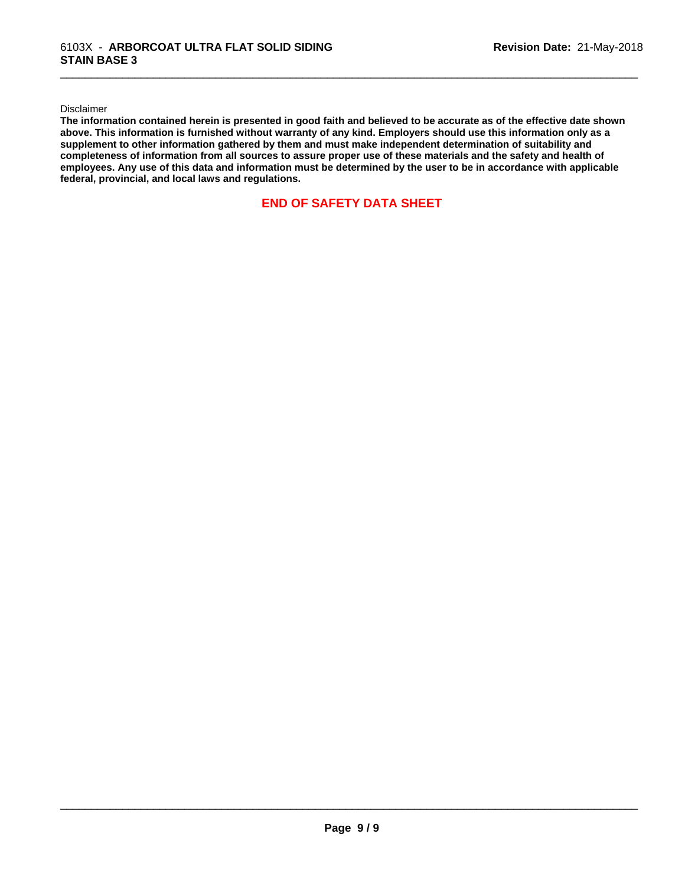Disclaimer

**The information contained herein is presented in good faith and believed to be accurate as of the effective date shown above. This information is furnished without warranty of any kind. Employers should use this information only as a supplement to other information gathered by them and must make independent determination of suitability and completeness of information from all sources to assure proper use of these materials and the safety and health of employees. Any use of this data and information must be determined by the user to be in accordance with applicable federal, provincial, and local laws and regulations.**

**END OF SAFETY DATA SHEET**